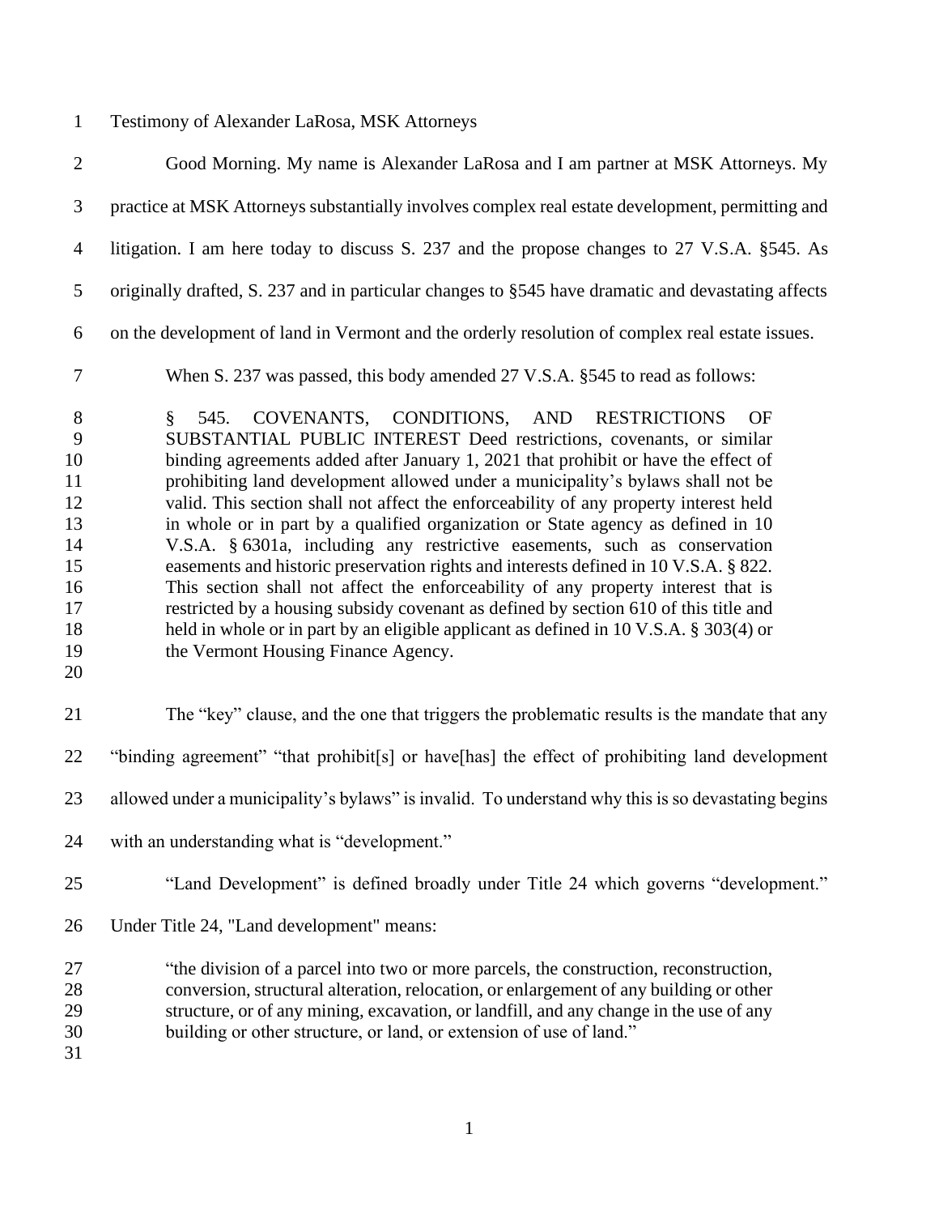Testimony of Alexander LaRosa, MSK Attorneys

Good Morning. My name is Alexander LaRosa and I am partner at MSK Attorneys. My practice at MSK Attorneys substantially involves complex real estate development, permitting and litigation. I am here today to discuss S. 237 and the propose changes to 27 V.S.A. §545. As originally drafted, S. 237 and in particular changes to §545 have dramatic and devastating affects on the development of land in Vermont and the orderly resolution of complex real estate issues.

When S. 237 was passed, this body amended 27 V.S.A. §545 to read as follows:

> § 545. COVENANTS, CONDITIONS, AND RESTRICTIONS OF SUBSTANTIAL PUBLIC INTEREST Deed restrictions, covenants, or similar binding agreements added after January 1, 2021 that prohibit or have the effect of prohibiting land development allowed under a municipality's bylaws shall not be valid. This section shall not affect the enforceability of any property interest held in whole or in part by a qualified organization or State agency as defined in 10 V.S.A. § 6301a, including any restrictive easements, such as conservation easements and historic preservation rights and interests defined in 10 V.S.A. § 822. This section shall not affect the enforceability of any property interest that is restricted by a housing subsidy covenant as defined by section 610 of this title and held in whole or in part by an eligible applicant as defined in 10 V.S.A. § 303(4) or the Vermont Housing Finance Agency.

The "key" clause, and the one that triggers the problematic results is the mandate that any "binding agreement" "that prohibit[s] or have[has] the effect of prohibiting land development allowed under a municipality's bylaws" is invalid. To understand why this is so devastating begins with an understanding what is "development."

"Land Development" is defined broadly under Title 24 which governs "development." Under Title 24, "Land development" means:

> "the division of a parcel into two or more parcels, the construction, reconstruction, conversion, structural alteration, relocation, or enlargement of any building or other structure, or of any mining, excavation, or landfill, and any change in the use of any building or other structure, or land, or extension of use of land."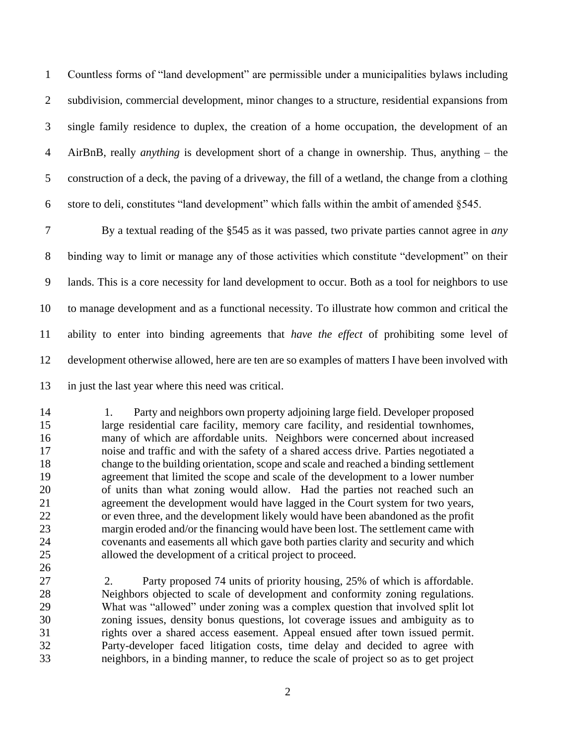Countless forms of "land development" are permissible under a municipalities bylaws including subdivision, commercial development, minor changes to a structure, residential expansions from single family residence to duplex, the creation of a home occupation, the development of an AirBnB, really *anything* is development short of a change in ownership. Thus, anything – the construction of a deck, the paving of a driveway, the fill of a wetland, the change from a clothing store to deli, constitutes "land development" which falls within the ambit of amended §545.

By a textual reading of the §545 as it was passed, two private parties cannot agree in *any* binding way to limit or manage any of those activities which constitute "development" on their lands. This is a core necessity for land development to occur. Both as a tool for neighbors to use to manage development and as a functional necessity. To illustrate how common and critical the ability to enter into binding agreements that *have the effect* of prohibiting some level of development otherwise allowed, here are ten are so examples of matters I have been involved with in just the last year where this need was critical.

> 1. Party and neighbors own property adjoining large field. Developer proposed large residential care facility, memory care facility, and residential townhomes, many of which are affordable units. Neighbors were concerned about increased noise and traffic and with the safety of a shared access drive. Parties negotiated a change to the building orientation, scope and scale and reached a binding settlement agreement that limited the scope and scale of the development to a lower number of units than what zoning would allow. Had the parties not reached such an agreement the development would have lagged in the Court system for two years, or even three, and the development likely would have been abandoned as the profit margin eroded and/or the financing would have been lost. The settlement came with covenants and easements all which gave both parties clarity and security and which allowed the development of a critical project to proceed.
>
> 2. Party proposed 74 units of priority housing, 25% of which is affordable. Neighbors objected to scale of development and conformity zoning regulations. What was "allowed" under zoning was a complex question that involved split lot zoning issues, density bonus questions, lot coverage issues and ambiguity as to rights over a shared access easement. Appeal ensued after town issued permit. Party-developer faced litigation costs, time delay and decided to agree with neighbors, in a binding manner, to reduce the scale of project so as to get project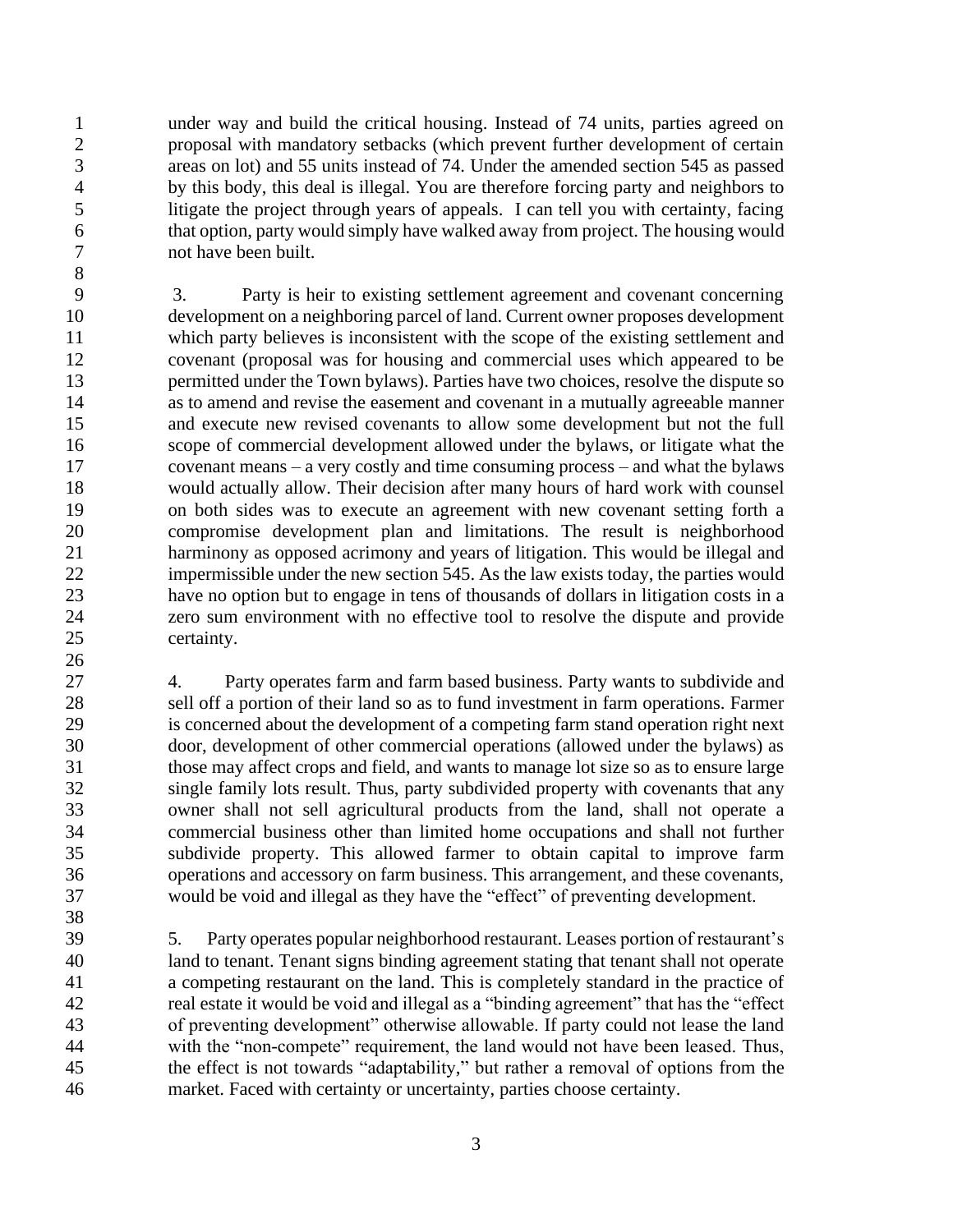under way and build the critical housing. Instead of 74 units, parties agreed on proposal with mandatory setbacks (which prevent further development of certain areas on lot) and 55 units instead of 74. Under the amended section 545 as passed by this body, this deal is illegal. You are therefore forcing party and neighbors to litigate the project through years of appeals. I can tell you with certainty, facing that option, party would simply have walked away from project. The housing would not have been built.

3. Party is heir to existing settlement agreement and covenant concerning development on a neighboring parcel of land. Current owner proposes development which party believes is inconsistent with the scope of the existing settlement and covenant (proposal was for housing and commercial uses which appeared to be permitted under the Town bylaws). Parties have two choices, resolve the dispute so as to amend and revise the easement and covenant in a mutually agreeable manner and execute new revised covenants to allow some development but not the full scope of commercial development allowed under the bylaws, or litigate what the covenant means – a very costly and time consuming process – and what the bylaws would actually allow. Their decision after many hours of hard work with counsel on both sides was to execute an agreement with new covenant setting forth a compromise development plan and limitations. The result is neighborhood harminony as opposed acrimony and years of litigation. This would be illegal and impermissible under the new section 545. As the law exists today, the parties would have no option but to engage in tens of thousands of dollars in litigation costs in a zero sum environment with no effective tool to resolve the dispute and provide certainty.

4. Party operates farm and farm based business. Party wants to subdivide and sell off a portion of their land so as to fund investment in farm operations. Farmer is concerned about the development of a competing farm stand operation right next door, development of other commercial operations (allowed under the bylaws) as those may affect crops and field, and wants to manage lot size so as to ensure large single family lots result. Thus, party subdivided property with covenants that any owner shall not sell agricultural products from the land, shall not operate a commercial business other than limited home occupations and shall not further subdivide property. This allowed farmer to obtain capital to improve farm operations and accessory on farm business. This arrangement, and these covenants, would be void and illegal as they have the "effect" of preventing development.

5. Party operates popular neighborhood restaurant. Leases portion of restaurant's land to tenant. Tenant signs binding agreement stating that tenant shall not operate a competing restaurant on the land. This is completely standard in the practice of real estate it would be void and illegal as a "binding agreement" that has the "effect of preventing development" otherwise allowable. If party could not lease the land with the "non-compete" requirement, the land would not have been leased. Thus, the effect is not towards "adaptability," but rather a removal of options from the market. Faced with certainty or uncertainty, parties choose certainty.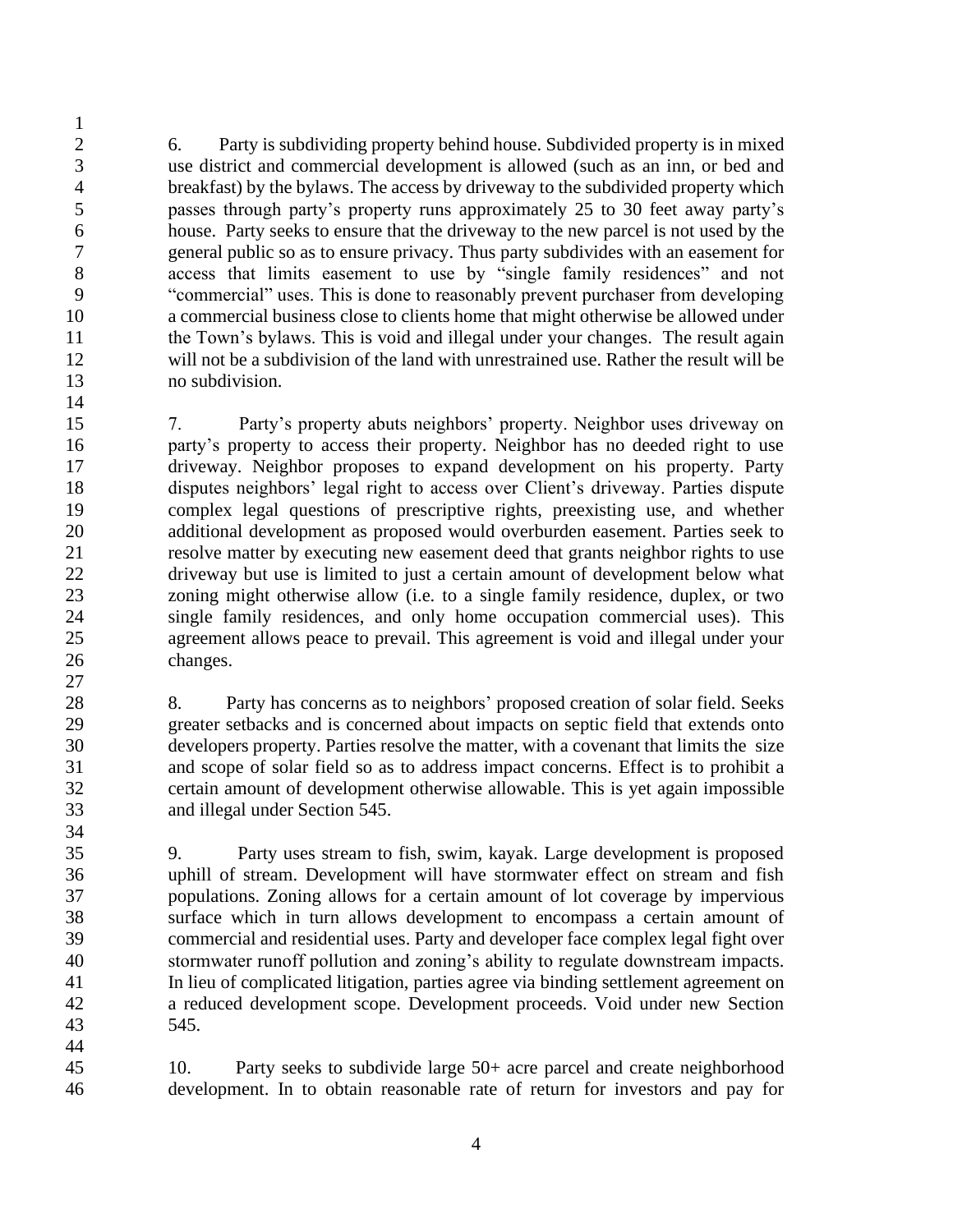6. Party is subdividing property behind house. Subdivided property is in mixed use district and commercial development is allowed (such as an inn, or bed and breakfast) by the bylaws. The access by driveway to the subdivided property which passes through party's property runs approximately 25 to 30 feet away party's house. Party seeks to ensure that the driveway to the new parcel is not used by the general public so as to ensure privacy. Thus party subdivides with an easement for access that limits easement to use by "single family residences" and not "commercial" uses. This is done to reasonably prevent purchaser from developing a commercial business close to clients home that might otherwise be allowed under the Town's bylaws. This is void and illegal under your changes. The result again will not be a subdivision of the land with unrestrained use. Rather the result will be no subdivision.

7. Party's property abuts neighbors' property. Neighbor uses driveway on party's property to access their property. Neighbor has no deeded right to use driveway. Neighbor proposes to expand development on his property. Party disputes neighbors' legal right to access over Client's driveway. Parties dispute complex legal questions of prescriptive rights, preexisting use, and whether additional development as proposed would overburden easement. Parties seek to resolve matter by executing new easement deed that grants neighbor rights to use driveway but use is limited to just a certain amount of development below what zoning might otherwise allow (i.e. to a single family residence, duplex, or two single family residences, and only home occupation commercial uses). This agreement allows peace to prevail. This agreement is void and illegal under your changes.

8. Party has concerns as to neighbors' proposed creation of solar field. Seeks greater setbacks and is concerned about impacts on septic field that extends onto developers property. Parties resolve the matter, with a covenant that limits the size and scope of solar field so as to address impact concerns. Effect is to prohibit a certain amount of development otherwise allowable. This is yet again impossible and illegal under Section 545.

9. Party uses stream to fish, swim, kayak. Large development is proposed uphill of stream. Development will have stormwater effect on stream and fish populations. Zoning allows for a certain amount of lot coverage by impervious surface which in turn allows development to encompass a certain amount of commercial and residential uses. Party and developer face complex legal fight over stormwater runoff pollution and zoning's ability to regulate downstream impacts. In lieu of complicated litigation, parties agree via binding settlement agreement on a reduced development scope. Development proceeds. Void under new Section 545.

10. Party seeks to subdivide large 50+ acre parcel and create neighborhood development. In to obtain reasonable rate of return for investors and pay for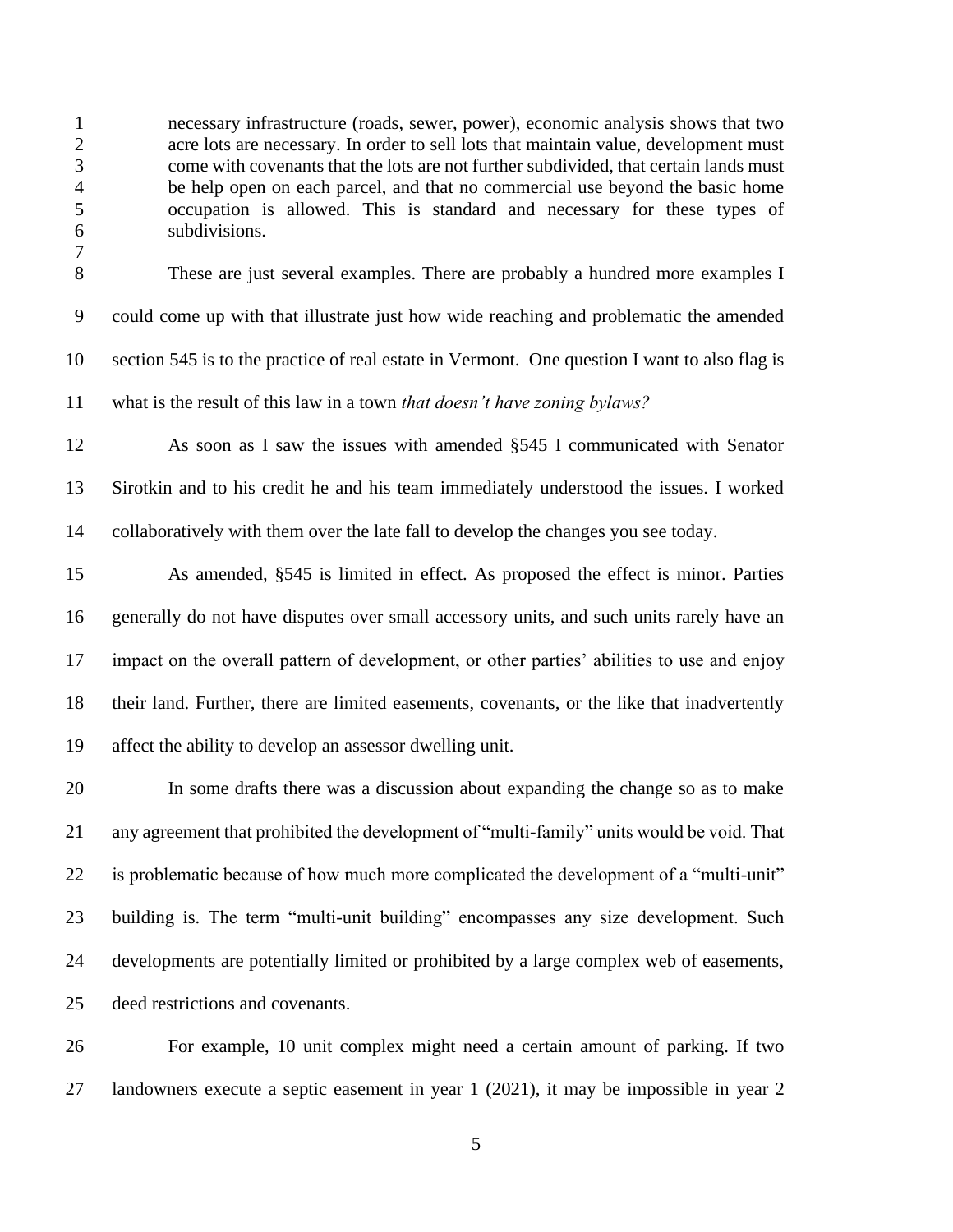> necessary infrastructure (roads, sewer, power), economic analysis shows that two acre lots are necessary. In order to sell lots that maintain value, development must come with covenants that the lots are not further subdivided, that certain lands must be help open on each parcel, and that no commercial use beyond the basic home occupation is allowed. This is standard and necessary for these types of subdivisions.

These are just several examples. There are probably a hundred more examples I could come up with that illustrate just how wide reaching and problematic the amended section 545 is to the practice of real estate in Vermont. One question I want to also flag is what is the result of this law in a town *that doesn't have zoning bylaws?*

As soon as I saw the issues with amended §545 I communicated with Senator Sirotkin and to his credit he and his team immediately understood the issues. I worked collaboratively with them over the late fall to develop the changes you see today.

As amended, §545 is limited in effect. As proposed the effect is minor. Parties generally do not have disputes over small accessory units, and such units rarely have an impact on the overall pattern of development, or other parties' abilities to use and enjoy their land. Further, there are limited easements, covenants, or the like that inadvertently affect the ability to develop an assessor dwelling unit.

In some drafts there was a discussion about expanding the change so as to make any agreement that prohibited the development of "multi-family" units would be void. That is problematic because of how much more complicated the development of a "multi-unit" building is. The term "multi-unit building" encompasses any size development. Such developments are potentially limited or prohibited by a large complex web of easements, deed restrictions and covenants.

For example, 10 unit complex might need a certain amount of parking. If two landowners execute a septic easement in year 1 (2021), it may be impossible in year 2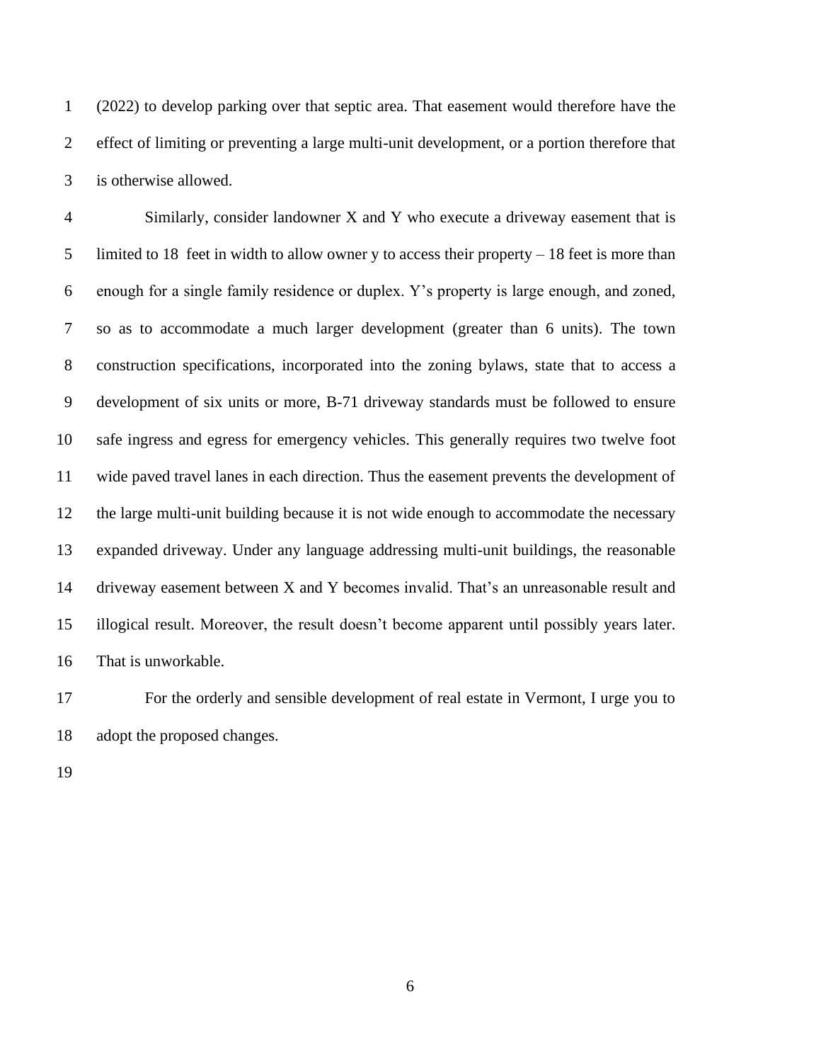(2022) to develop parking over that septic area. That easement would therefore have the effect of limiting or preventing a large multi-unit development, or a portion therefore that is otherwise allowed.

Similarly, consider landowner X and Y who execute a driveway easement that is limited to 18 feet in width to allow owner y to access their property – 18 feet is more than enough for a single family residence or duplex. Y's property is large enough, and zoned, so as to accommodate a much larger development (greater than 6 units). The town construction specifications, incorporated into the zoning bylaws, state that to access a development of six units or more, B-71 driveway standards must be followed to ensure safe ingress and egress for emergency vehicles. This generally requires two twelve foot wide paved travel lanes in each direction. Thus the easement prevents the development of the large multi-unit building because it is not wide enough to accommodate the necessary expanded driveway. Under any language addressing multi-unit buildings, the reasonable driveway easement between X and Y becomes invalid. That's an unreasonable result and illogical result. Moreover, the result doesn't become apparent until possibly years later. That is unworkable.

For the orderly and sensible development of real estate in Vermont, I urge you to adopt the proposed changes.